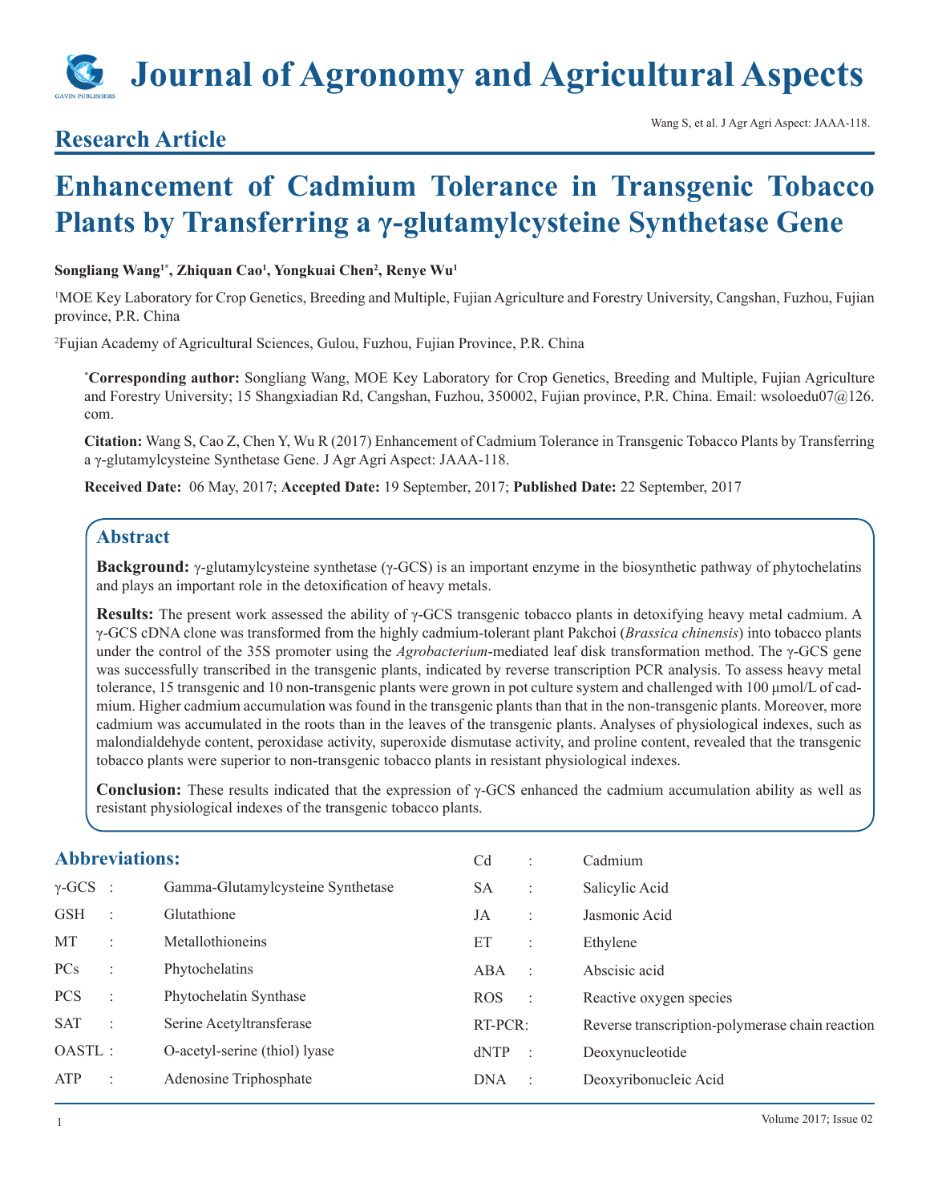# Journal of Agronomy and Agricultural Aspects

## Research Article

# Enhancement of Cadmium Tolerance in Transgenic Tobacco Plants by Transferring a γ-glutamylcysteine Synthetase Gene

**Songliang Wang[1*], Zhiquan Cao[1], Yongkuai Chen[2], Renye Wu[1]**

[1]MOE Key Laboratory for Crop Genetics, Breeding and Multiple, Fujian Agriculture and Forestry University, Cangshan, Fuzhou, Fujian province, P.R. China

[2]Fujian Academy of Agricultural Sciences, Gulou, Fuzhou, Fujian Province, P.R. China

[*]**Corresponding author:** Songliang Wang, MOE Key Laboratory for Crop Genetics, Breeding and Multiple, Fujian Agriculture and Forestry University; 15 Shangxiadian Rd, Cangshan, Fuzhou, 350002, Fujian province, P.R. China. Email: wsoloedu07@126.com.

**Citation:** Wang S, Cao Z, Chen Y, Wu R (2017) Enhancement of Cadmium Tolerance in Transgenic Tobacco Plants by Transferring a γ-glutamylcysteine Synthetase Gene. J Agr Agri Aspect: JAAA-118.

**Received Date:** 06 May, 2017; **Accepted Date:** 19 September, 2017; **Published Date:** 22 September, 2017

## Abstract

**Background:** γ-glutamylcysteine synthetase (γ-GCS) is an important enzyme in the biosynthetic pathway of phytochelatins and plays an important role in the detoxification of heavy metals.

**Results:** The present work assessed the ability of γ-GCS transgenic tobacco plants in detoxifying heavy metal cadmium. A γ-GCS cDNA clone was transformed from the highly cadmium-tolerant plant Pakchoi (*Brassica chinensis*) into tobacco plants under the control of the 35S promoter using the *Agrobacterium*-mediated leaf disk transformation method. The γ-GCS gene was successfully transcribed in the transgenic plants, indicated by reverse transcription PCR analysis. To assess heavy metal tolerance, 15 transgenic and 10 non-transgenic plants were grown in pot culture system and challenged with 100 μmol/L of cadmium. Higher cadmium accumulation was found in the transgenic plants than that in the non-transgenic plants. Moreover, more cadmium was accumulated in the roots than in the leaves of the transgenic plants. Analyses of physiological indexes, such as malondialdehyde content, peroxidase activity, superoxide dismutase activity, and proline content, revealed that the transgenic tobacco plants were superior to non-transgenic tobacco plants in resistant physiological indexes.

**Conclusion:** These results indicated that the expression of γ-GCS enhanced the cadmium accumulation ability as well as resistant physiological indexes of the transgenic tobacco plants.

## Abbreviations:

| Abbreviation | | Full form |
|---|---|---|
| γ-GCS | : | Gamma-Glutamylcysteine Synthetase |
| GSH | : | Glutathione |
| MT | : | Metallothioneins |
| PCs | : | Phytochelatins |
| PCS | : | Phytochelatin Synthase |
| SAT | : | Serine Acetyltransferase |
| OASTL | : | O-acetyl-serine (thiol) lyase |
| ATP | : | Adenosine Triphosphate |
| Cd | : | Cadmium |
| SA | : | Salicylic Acid |
| JA | : | Jasmonic Acid |
| ET | : | Ethylene |
| ABA | : | Abscisic acid |
| ROS | : | Reactive oxygen species |
| RT-PCR | : | Reverse transcription-polymerase chain reaction |
| dNTP | : | Deoxynucleotide |
| DNA | : | Deoxyribonucleic Acid |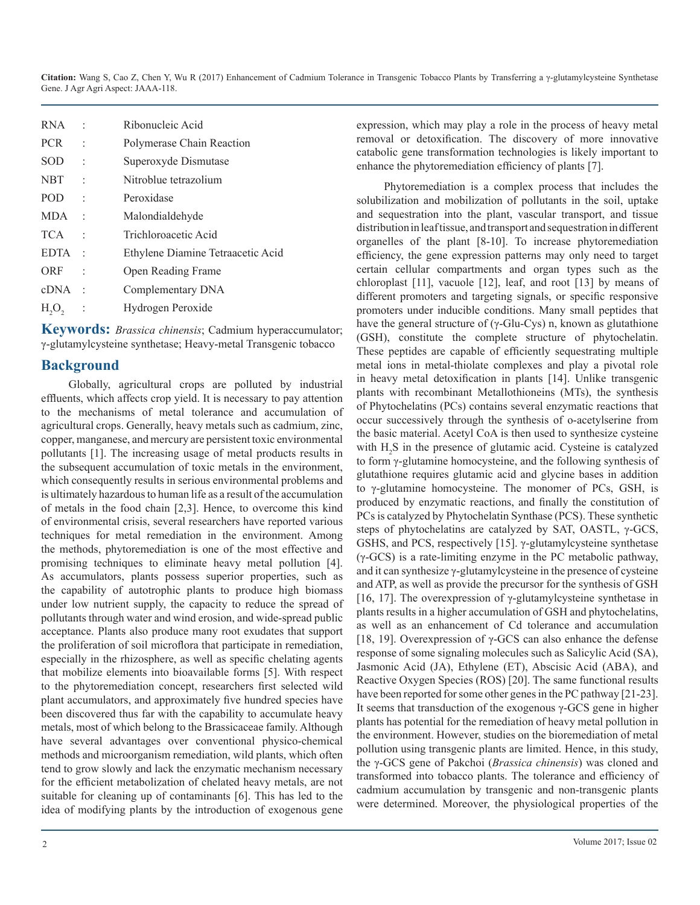| | | |
|---|---|---|
| RNA | : | Ribonucleic Acid |
| PCR | : | Polymerase Chain Reaction |
| SOD | : | Superoxyde Dismutase |
| NBT | : | Nitroblue tetrazolium |
| POD | : | Peroxidase |
| MDA | : | Malondialdehyde |
| TCA | : | Trichloroacetic Acid |
| EDTA | : | Ethylene Diamine Tetraacetic Acid |
| ORF | : | Open Reading Frame |
| cDNA | : | Complementary DNA |
| $H_2O_2$ | : | Hydrogen Peroxide |

**Keywords:** *Brassica chinensis*; Cadmium hyperaccumulator; γ-glutamylcysteine synthetase; Heavy-metal Transgenic tobacco

## Background

Globally, agricultural crops are polluted by industrial effluents, which affects crop yield. It is necessary to pay attention to the mechanisms of metal tolerance and accumulation of agricultural crops. Generally, heavy metals such as cadmium, zinc, copper, manganese, and mercury are persistent toxic environmental pollutants [1]. The increasing usage of metal products results in the subsequent accumulation of toxic metals in the environment, which consequently results in serious environmental problems and is ultimately hazardous to human life as a result of the accumulation of metals in the food chain [2,3]. Hence, to overcome this kind of environmental crisis, several researchers have reported various techniques for metal remediation in the environment. Among the methods, phytoremediation is one of the most effective and promising techniques to eliminate heavy metal pollution [4]. As accumulators, plants possess superior properties, such as the capability of autotrophic plants to produce high biomass under low nutrient supply, the capacity to reduce the spread of pollutants through water and wind erosion, and wide-spread public acceptance. Plants also produce many root exudates that support the proliferation of soil microflora that participate in remediation, especially in the rhizosphere, as well as specific chelating agents that mobilize elements into bioavailable forms [5]. With respect to the phytoremediation concept, researchers first selected wild plant accumulators, and approximately five hundred species have been discovered thus far with the capability to accumulate heavy metals, most of which belong to the Brassicaceae family. Although have several advantages over conventional physico-chemical methods and microorganism remediation, wild plants, which often tend to grow slowly and lack the enzymatic mechanism necessary for the efficient metabolization of chelated heavy metals, are not suitable for cleaning up of contaminants [6]. This has led to the idea of modifying plants by the introduction of exogenous gene expression, which may play a role in the process of heavy metal removal or detoxification. The discovery of more innovative catabolic gene transformation technologies is likely important to enhance the phytoremediation efficiency of plants [7].

Phytoremediation is a complex process that includes the solubilization and mobilization of pollutants in the soil, uptake and sequestration into the plant, vascular transport, and tissue distribution in leaf tissue, and transport and sequestration in different organelles of the plant [8-10]. To increase phytoremediation efficiency, the gene expression patterns may only need to target certain cellular compartments and organ types such as the chloroplast [11], vacuole [12], leaf, and root [13] by means of different promoters and targeting signals, or specific responsive promoters under inducible conditions. Many small peptides that have the general structure of (γ-Glu-Cys) n, known as glutathione (GSH), constitute the complete structure of phytochelatin. These peptides are capable of efficiently sequestrating multiple metal ions in metal-thiolate complexes and play a pivotal role in heavy metal detoxification in plants [14]. Unlike transgenic plants with recombinant Metallothioneins (MTs), the synthesis of Phytochelatins (PCs) contains several enzymatic reactions that occur successively through the synthesis of o-acetylserine from the basic material. Acetyl CoA is then used to synthesize cysteine with $H_2S$ in the presence of glutamic acid. Cysteine is catalyzed to form γ-glutamine homocysteine, and the following synthesis of glutathione requires glutamic acid and glycine bases in addition to γ-glutamine homocysteine. The monomer of PCs, GSH, is produced by enzymatic reactions, and finally the constitution of PCs is catalyzed by Phytochelatin Synthase (PCS). These synthetic steps of phytochelatins are catalyzed by SAT, OASTL, γ-GCS, GSHS, and PCS, respectively [15]. γ-glutamylcysteine synthetase (γ-GCS) is a rate-limiting enzyme in the PC metabolic pathway, and it can synthesize γ-glutamylcysteine in the presence of cysteine and ATP, as well as provide the precursor for the synthesis of GSH [16, 17]. The overexpression of γ-glutamylcysteine synthetase in plants results in a higher accumulation of GSH and phytochelatins, as well as an enhancement of Cd tolerance and accumulation [18, 19]. Overexpression of γ-GCS can also enhance the defense response of some signaling molecules such as Salicylic Acid (SA), Jasmonic Acid (JA), Ethylene (ET), Abscisic Acid (ABA), and Reactive Oxygen Species (ROS) [20]. The same functional results have been reported for some other genes in the PC pathway [21-23]. It seems that transduction of the exogenous γ-GCS gene in higher plants has potential for the remediation of heavy metal pollution in the environment. However, studies on the bioremediation of metal pollution using transgenic plants are limited. Hence, in this study, the γ-GCS gene of Pakchoi (*Brassica chinensis*) was cloned and transformed into tobacco plants. The tolerance and efficiency of cadmium accumulation by transgenic and non-transgenic plants were determined. Moreover, the physiological properties of the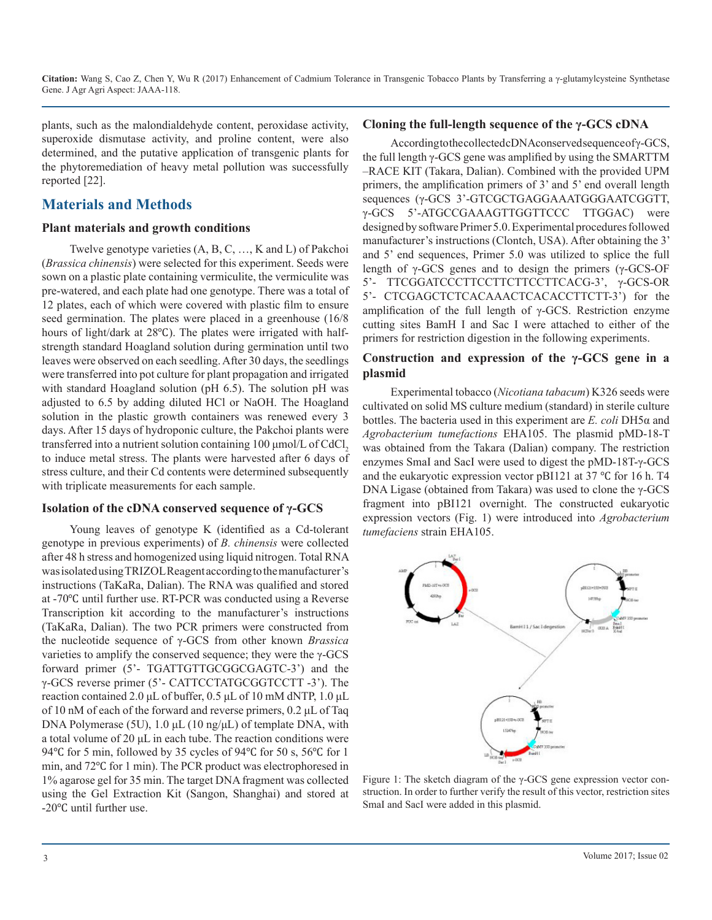plants, such as the malondialdehyde content, peroxidase activity, superoxide dismutase activity, and proline content, were also determined, and the putative application of transgenic plants for the phytoremediation of heavy metal pollution was successfully reported [22].

## Materials and Methods

### Plant materials and growth conditions

Twelve genotype varieties (A, B, C, …, K and L) of Pakchoi (*Brassica chinensis*) were selected for this experiment. Seeds were sown on a plastic plate containing vermiculite, the vermiculite was pre-watered, and each plate had one genotype. There was a total of 12 plates, each of which were covered with plastic film to ensure seed germination. The plates were placed in a greenhouse (16/8 hours of light/dark at 28℃). The plates were irrigated with half-strength standard Hoagland solution during germination until two leaves were observed on each seedling. After 30 days, the seedlings were transferred into pot culture for plant propagation and irrigated with standard Hoagland solution (pH 6.5). The solution pH was adjusted to 6.5 by adding diluted HCl or NaOH. The Hoagland solution in the plastic growth containers was renewed every 3 days. After 15 days of hydroponic culture, the Pakchoi plants were transferred into a nutrient solution containing 100 μmol/L of $CdCl_2$ to induce metal stress. The plants were harvested after 6 days of stress culture, and their Cd contents were determined subsequently with triplicate measurements for each sample.

### Isolation of the cDNA conserved sequence of γ-GCS

Young leaves of genotype K (identified as a Cd-tolerant genotype in previous experiments) of *B. chinensis* were collected after 48 h stress and homogenized using liquid nitrogen. Total RNA was isolated using TRIZOL Reagent according to the manufacturer's instructions (TaKaRa, Dalian). The RNA was qualified and stored at -70℃ until further use. RT-PCR was conducted using a Reverse Transcription kit according to the manufacturer's instructions (TaKaRa, Dalian). The two PCR primers were constructed from the nucleotide sequence of γ-GCS from other known *Brassica* varieties to amplify the conserved sequence; they were the γ-GCS forward primer (5'- TGATTGTTGCGGCGAGTC-3') and the γ-GCS reverse primer (5'- CATTCCTATGCGGTCCTT -3'). The reaction contained 2.0 μL of buffer, 0.5 μL of 10 mM dNTP, 1.0 μL of 10 nM of each of the forward and reverse primers, 0.2 μL of Taq DNA Polymerase (5U), 1.0 μL (10 ng/μL) of template DNA, with a total volume of 20 μL in each tube. The reaction conditions were 94℃ for 5 min, followed by 35 cycles of 94℃ for 50 s, 56℃ for 1 min, and 72℃ for 1 min). The PCR product was electrophoresed in 1% agarose gel for 35 min. The target DNA fragment was collected using the Gel Extraction Kit (Sangon, Shanghai) and stored at -20℃ until further use.

### Cloning the full-length sequence of the γ-GCS cDNA

According to the collected cDNA conserved sequence of γ-GCS, the full length γ-GCS gene was amplified by using the SMARTTM –RACE KIT (Takara, Dalian). Combined with the provided UPM primers, the amplification primers of 3' and 5' end overall length sequences (γ-GCS 3'-GTCGCTGAGGAAATGGGAATCGGTT, γ-GCS 5'-ATGCCGAAAGTTGGTTCCC TTGGAC) were designed by software Primer 5.0. Experimental procedures followed manufacturer's instructions (Clontch, USA). After obtaining the 3' and 5' end sequences, Primer 5.0 was utilized to splice the full length of γ-GCS genes and to design the primers (γ-GCS-OF 5'- TTCGGATCCCTTCCTTCTTCCTTCACG-3', γ-GCS-OR 5'- CTCGAGCTCTCACAAACTCACACCTTCTT-3') for the amplification of the full length of γ-GCS. Restriction enzyme cutting sites BamH I and Sac I were attached to either of the primers for restriction digestion in the following experiments.

### Construction and expression of the γ-GCS gene in a plasmid

Experimental tobacco (*Nicotiana tabacum*) K326 seeds were cultivated on solid MS culture medium (standard) in sterile culture bottles. The bacteria used in this experiment are *E. coli* DH5α and *Agrobacterium tumefactions* EHA105. The plasmid pMD-18-T was obtained from the Takara (Dalian) company. The restriction enzymes SmaI and SacI were used to digest the pMD-18T-γ-GCS and the eukaryotic expression vector pBI121 at 37 ℃ for 16 h. T4 DNA Ligase (obtained from Takara) was used to clone the γ-GCS fragment into pBI121 overnight. The constructed eukaryotic expression vectors (Fig. 1) were introduced into *Agrobacterium tumefaciens* strain EHA105.

Figure 1: The sketch diagram of the γ-GCS gene expression vector construction. In order to further verify the result of this vector, restriction sites SmaI and SacI were added in this plasmid.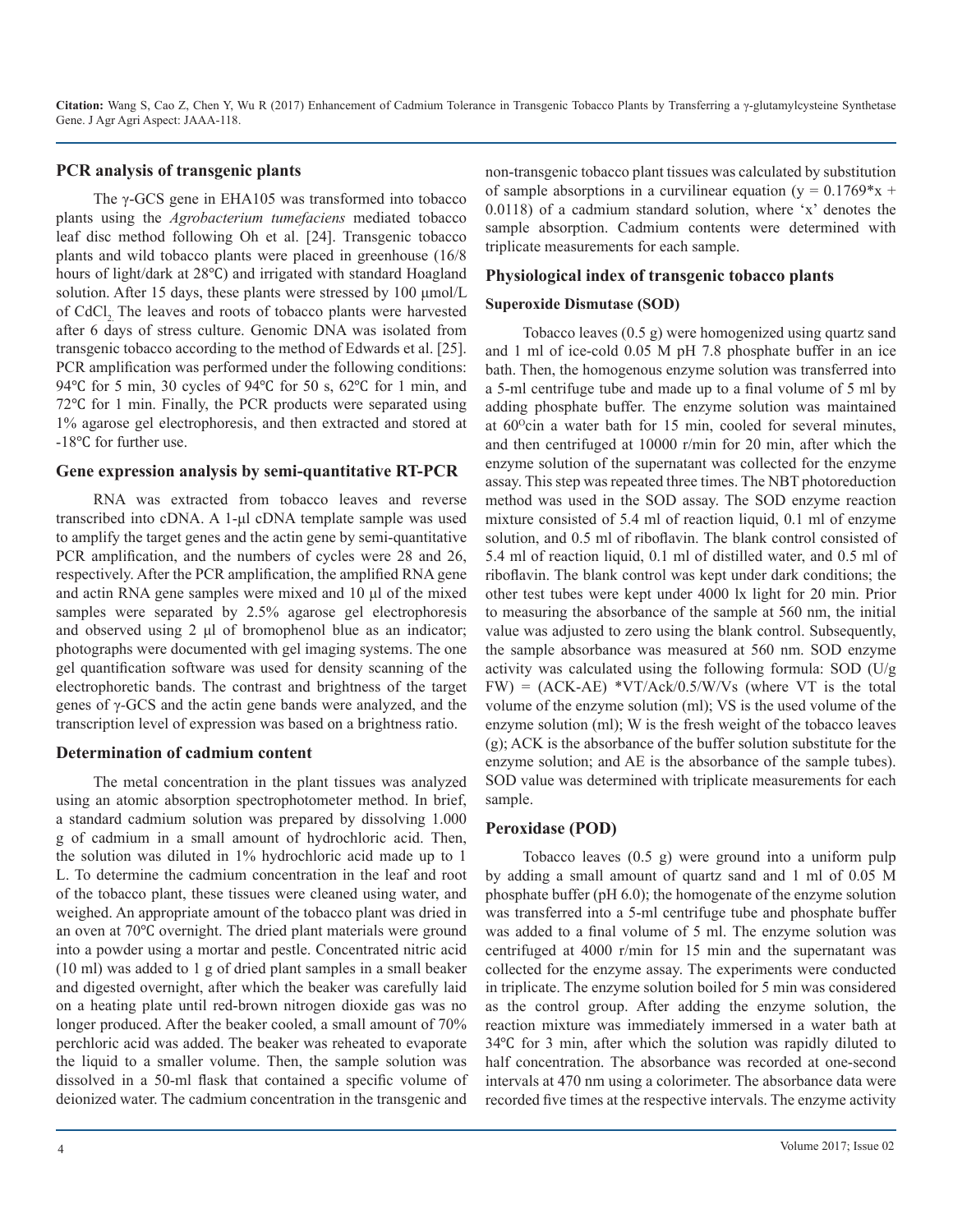## PCR analysis of transgenic plants

The γ-GCS gene in EHA105 was transformed into tobacco plants using the *Agrobacterium tumefaciens* mediated tobacco leaf disc method following Oh et al. [24]. Transgenic tobacco plants and wild tobacco plants were placed in greenhouse (16/8 hours of light/dark at 28℃) and irrigated with standard Hoagland solution. After 15 days, these plants were stressed by 100 μmol/L of $CdCl_2$. The leaves and roots of tobacco plants were harvested after 6 days of stress culture. Genomic DNA was isolated from transgenic tobacco according to the method of Edwards et al. [25]. PCR amplification was performed under the following conditions: 94℃ for 5 min, 30 cycles of 94℃ for 50 s, 62℃ for 1 min, and 72℃ for 1 min. Finally, the PCR products were separated using 1% agarose gel electrophoresis, and then extracted and stored at -18℃ for further use.

## Gene expression analysis by semi-quantitative RT-PCR

RNA was extracted from tobacco leaves and reverse transcribed into cDNA. A 1-μl cDNA template sample was used to amplify the target genes and the actin gene by semi-quantitative PCR amplification, and the numbers of cycles were 28 and 26, respectively. After the PCR amplification, the amplified RNA gene and actin RNA gene samples were mixed and 10 μl of the mixed samples were separated by 2.5% agarose gel electrophoresis and observed using 2 μl of bromophenol blue as an indicator; photographs were documented with gel imaging systems. The one gel quantification software was used for density scanning of the electrophoretic bands. The contrast and brightness of the target genes of γ-GCS and the actin gene bands were analyzed, and the transcription level of expression was based on a brightness ratio.

## Determination of cadmium content

The metal concentration in the plant tissues was analyzed using an atomic absorption spectrophotometer method. In brief, a standard cadmium solution was prepared by dissolving 1.000 g of cadmium in a small amount of hydrochloric acid. Then, the solution was diluted in 1% hydrochloric acid made up to 1 L. To determine the cadmium concentration in the leaf and root of the tobacco plant, these tissues were cleaned using water, and weighed. An appropriate amount of the tobacco plant was dried in an oven at 70℃ overnight. The dried plant materials were ground into a powder using a mortar and pestle. Concentrated nitric acid (10 ml) was added to 1 g of dried plant samples in a small beaker and digested overnight, after which the beaker was carefully laid on a heating plate until red-brown nitrogen dioxide gas was no longer produced. After the beaker cooled, a small amount of 70% perchloric acid was added. The beaker was reheated to evaporate the liquid to a smaller volume. Then, the sample solution was dissolved in a 50-ml flask that contained a specific volume of deionized water. The cadmium concentration in the transgenic and non-transgenic tobacco plant tissues was calculated by substitution of sample absorptions in a curvilinear equation ($y = 0.1769*x + 0.0118$) of a cadmium standard solution, where 'x' denotes the sample absorption. Cadmium contents were determined with triplicate measurements for each sample.

## Physiological index of transgenic tobacco plants

### Superoxide Dismutase (SOD)

Tobacco leaves (0.5 g) were homogenized using quartz sand and 1 ml of ice-cold 0.05 M pH 7.8 phosphate buffer in an ice bath. Then, the homogenous enzyme solution was transferred into a 5-ml centrifuge tube and made up to a final volume of 5 ml by adding phosphate buffer. The enzyme solution was maintained at 60°cin a water bath for 15 min, cooled for several minutes, and then centrifuged at 10000 r/min for 20 min, after which the enzyme solution of the supernatant was collected for the enzyme assay. This step was repeated three times. The NBT photoreduction method was used in the SOD assay. The SOD enzyme reaction mixture consisted of 5.4 ml of reaction liquid, 0.1 ml of enzyme solution, and 0.5 ml of riboflavin. The blank control consisted of 5.4 ml of reaction liquid, 0.1 ml of distilled water, and 0.5 ml of riboflavin. The blank control was kept under dark conditions; the other test tubes were kept under 4000 lx light for 20 min. Prior to measuring the absorbance of the sample at 560 nm, the initial value was adjusted to zero using the blank control. Subsequently, the sample absorbance was measured at 560 nm. SOD enzyme activity was calculated using the following formula: SOD (U/g FW) = (ACK-AE) *VT/Ack/0.5/W/Vs (where VT is the total volume of the enzyme solution (ml); VS is the used volume of the enzyme solution (ml); W is the fresh weight of the tobacco leaves (g); ACK is the absorbance of the buffer solution substitute for the enzyme solution; and AE is the absorbance of the sample tubes). SOD value was determined with triplicate measurements for each sample.

## Peroxidase (POD)

Tobacco leaves (0.5 g) were ground into a uniform pulp by adding a small amount of quartz sand and 1 ml of 0.05 M phosphate buffer (pH 6.0); the homogenate of the enzyme solution was transferred into a 5-ml centrifuge tube and phosphate buffer was added to a final volume of 5 ml. The enzyme solution was centrifuged at 4000 r/min for 15 min and the supernatant was collected for the enzyme assay. The experiments were conducted in triplicate. The enzyme solution boiled for 5 min was considered as the control group. After adding the enzyme solution, the reaction mixture was immediately immersed in a water bath at 34℃ for 3 min, after which the solution was rapidly diluted to half concentration. The absorbance was recorded at one-second intervals at 470 nm using a colorimeter. The absorbance data were recorded five times at the respective intervals. The enzyme activity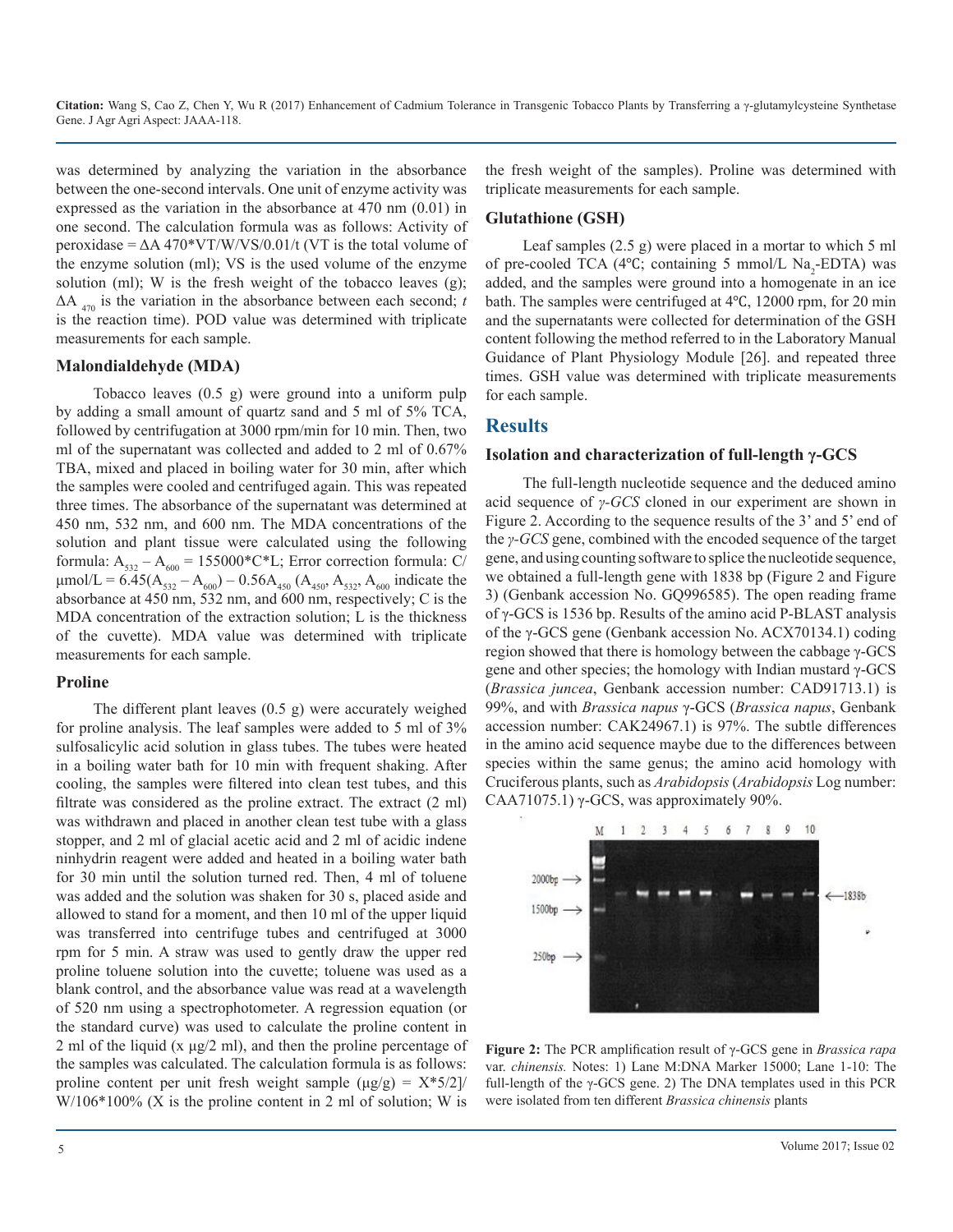was determined by analyzing the variation in the absorbance between the one-second intervals. One unit of enzyme activity was expressed as the variation in the absorbance at 470 nm (0.01) in one second. The calculation formula was as follows: Activity of peroxidase = ΔA 470*VT/W/VS/0.01/t (VT is the total volume of the enzyme solution (ml); VS is the used volume of the enzyme solution (ml); W is the fresh weight of the tobacco leaves (g); $\Delta A_{470}$ is the variation in the absorbance between each second; *t* is the reaction time). POD value was determined with triplicate measurements for each sample.

### Malondialdehyde (MDA)

Tobacco leaves (0.5 g) were ground into a uniform pulp by adding a small amount of quartz sand and 5 ml of 5% TCA, followed by centrifugation at 3000 rpm/min for 10 min. Then, two ml of the supernatant was collected and added to 2 ml of 0.67% TBA, mixed and placed in boiling water for 30 min, after which the samples were cooled and centrifuged again. This was repeated three times. The absorbance of the supernatant was determined at 450 nm, 532 nm, and 600 nm. The MDA concentrations of the solution and plant tissue were calculated using the following formula: $A_{532} - A_{600} = 155000*C*L$; Error correction formula: C/ μmol/L = $6.45(A_{532} - A_{600}) - 0.56A_{450}$ ($A_{450}$, $A_{532}$, $A_{600}$ indicate the absorbance at 450 nm, 532 nm, and 600 nm, respectively; C is the MDA concentration of the extraction solution; L is the thickness of the cuvette). MDA value was determined with triplicate measurements for each sample.

### Proline

The different plant leaves (0.5 g) were accurately weighed for proline analysis. The leaf samples were added to 5 ml of 3% sulfosalicylic acid solution in glass tubes. The tubes were heated in a boiling water bath for 10 min with frequent shaking. After cooling, the samples were filtered into clean test tubes, and this filtrate was considered as the proline extract. The extract (2 ml) was withdrawn and placed in another clean test tube with a glass stopper, and 2 ml of glacial acetic acid and 2 ml of acidic indene ninhydrin reagent were added and heated in a boiling water bath for 30 min until the solution turned red. Then, 4 ml of toluene was added and the solution was shaken for 30 s, placed aside and allowed to stand for a moment, and then 10 ml of the upper liquid was transferred into centrifuge tubes and centrifuged at 3000 rpm for 5 min. A straw was used to gently draw the upper red proline toluene solution into the cuvette; toluene was used as a blank control, and the absorbance value was read at a wavelength of 520 nm using a spectrophotometer. A regression equation (or the standard curve) was used to calculate the proline content in 2 ml of the liquid (x μg/2 ml), and then the proline percentage of the samples was calculated. The calculation formula is as follows: proline content per unit fresh weight sample (μg/g) = X*5/2]/ W/106*100% (X is the proline content in 2 ml of solution; W is the fresh weight of the samples). Proline was determined with triplicate measurements for each sample.

### Glutathione (GSH)

Leaf samples (2.5 g) were placed in a mortar to which 5 ml of pre-cooled TCA (4℃; containing 5 mmol/L $Na_2$-EDTA) was added, and the samples were ground into a homogenate in an ice bath. The samples were centrifuged at 4℃, 12000 rpm, for 20 min and the supernatants were collected for determination of the GSH content following the method referred to in the Laboratory Manual Guidance of Plant Physiology Module [26]. and repeated three times. GSH value was determined with triplicate measurements for each sample.

## Results

### Isolation and characterization of full-length γ-GCS

The full-length nucleotide sequence and the deduced amino acid sequence of *γ-GCS* cloned in our experiment are shown in Figure 2. According to the sequence results of the 3' and 5' end of the *γ-GCS* gene, combined with the encoded sequence of the target gene, and using counting software to splice the nucleotide sequence, we obtained a full-length gene with 1838 bp (Figure 2 and Figure 3) (Genbank accession No. GQ996585). The open reading frame of γ-GCS is 1536 bp. Results of the amino acid P-BLAST analysis of the γ-GCS gene (Genbank accession No. ACX70134.1) coding region showed that there is homology between the cabbage γ-GCS gene and other species; the homology with Indian mustard γ-GCS (*Brassica juncea*, Genbank accession number: CAD91713.1) is 99%, and with *Brassica napus* γ-GCS (*Brassica napus*, Genbank accession number: CAK24967.1) is 97%. The subtle differences in the amino acid sequence maybe due to the differences between species within the same genus; the amino acid homology with Cruciferous plants, such as *Arabidopsis* (*Arabidopsis* Log number: CAA71075.1) γ-GCS, was approximately 90%.

M 1 2 3 4 5 6 7 8 9 10

2000bp
1500bp
250bp
1838b

**Figure 2:** The PCR amplification result of γ-GCS gene in *Brassica rapa* var. *chinensis.* Notes: 1) Lane M:DNA Marker 15000; Lane 1-10: The full-length of the γ-GCS gene. 2) The DNA templates used in this PCR were isolated from ten different *Brassica chinensis* plants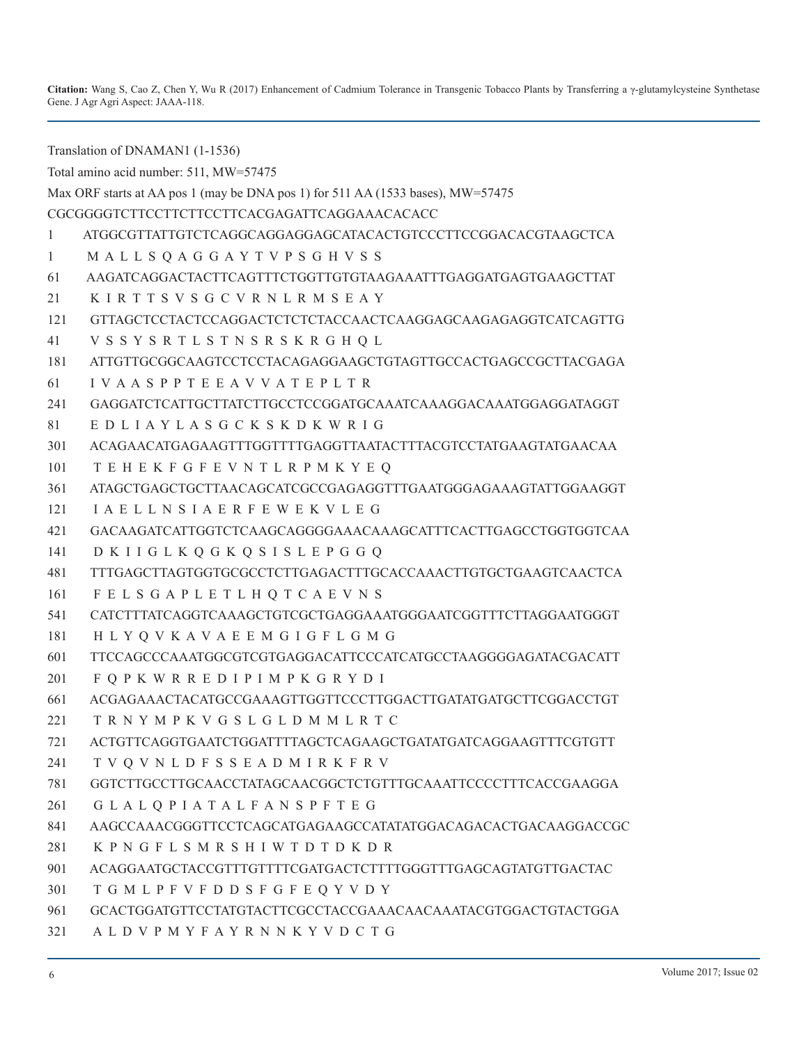Translation of DNAMAN1 (1-1536)

Total amino acid number: 511, MW=57475

Max ORF starts at AA pos 1 (may be DNA pos 1) for 511 AA (1533 bases), MW=57475

```
CGCGGGGTCTTCCTTCTTCCTTCACGAGATTCAGGAAACACACC
1    ATGGCGTTATTGTCTCAGGCAGGAGGAGCATACACTGTCCCTTCCGGACACGTAAGCTCA
1     M A L L S Q A G G A Y T V P S G H V S S
61   AAGATCAGGACTACTTCAGTTTCTGGTTGTGTAAGAAATTTGAGGATGAGTGAAGCTTAT
21    K I R T T S V S G C V R N L R M S E A Y
121  GTTAGCTCCTACTCCAGGACTCTCTCTACCAACTCAAGGAGCAAGAGAGGTCATCAGTTG
41    V S S Y S R T L S T N S R S K R G H Q L
181  ATTGTTGCGGCAAGTCCTCCTACAGAGGAAGCTGTAGTTGCCACTGAGCCGCTTACGAGA
61    I V A A S P P T E E A V V A T E P L T R
241  GAGGATCTCATTGCTTATCTTGCCTCCGGATGCAAATCAAAGGACAAATGGAGGATAGGT
81    E D L I A Y L A S G C K S K D K W R I G
301  ACAGAACATGAGAAGTTTGGTTTTGAGGTTAATACTTTACGTCCTATGAAGTATGAACAA
101   T E H E K F G F E V N T L R P M K Y E Q
361  ATAGCTGAGCTGCTTAACAGCATCGCCGAGAGGTTTGAATGGGAGAAAGTATTGGAAGGT
121   I A E L L N S I A E R F E W E K V L E G
421  GACAAGATCATTGGTCTCAAGCAGGGGAAACAAAGCATTTCACTTGAGCCTGGTGGTCAA
141   D K I I G L K Q G K Q S I S L E P G G Q
481  TTTGAGCTTAGTGGTGCGCCTCTTGAGACTTTGCACCAAACTTGTGCTGAAGTCAACTCA
161   F E L S G A P L E T L H Q T C A E V N S
541  CATCTTTATCAGGTCAAAGCTGTCGCTGAGGAAATGGGAATCGGTTTCTTAGGAATGGGT
181   H L Y Q V K A V A E E M G I G F L G M G
601  TTCCAGCCCAAATGGCGTCGTGAGGACATTCCCATCATGCCTAAGGGGAGATACGACATT
201   F Q P K W R R E D I P I M P K G R Y D I
661  ACGAGAAACTACATGCCGAAAGTTGGTTCCCTTGGACTTGATATGATGCTTCGGACCTGT
221   T R N Y M P K V G S L G L D M M L R T C
721  ACTGTTCAGGTGAATCTGGATTTTAGCTCAGAAGCTGATATGATCAGGAAGTTTCGTGTT
241   T V Q V N L D F S S E A D M I R K F R V
781  GGTCTTGCCTTGCAACCTATAGCAACGGCTCTGTTTGCAAATTCCCCTTTCACCGAAGGA
261   G L A L Q P I A T A L F A N S P F T E G
841  AAGCCAAACGGGTTCCTCAGCATGAGAAGCCATATATGGACAGACACTGACAAGGACCGC
281   K P N G F L S M R S H I W T D T D K D R
901  ACAGGAATGCTACCGTTTGTTTTCGATGACTCTTTTGGGTTTGAGCAGTATGTTGACTAC
301   T G M L P F V F D D S F G F E Q Y V D Y
961  GCACTGGATGTTCCTATGTACTTCGCCTACCGAAACAACAAATACGTGGACTGTACTGGA
321   A L D V P M Y F A Y R N N K Y V D C T G
```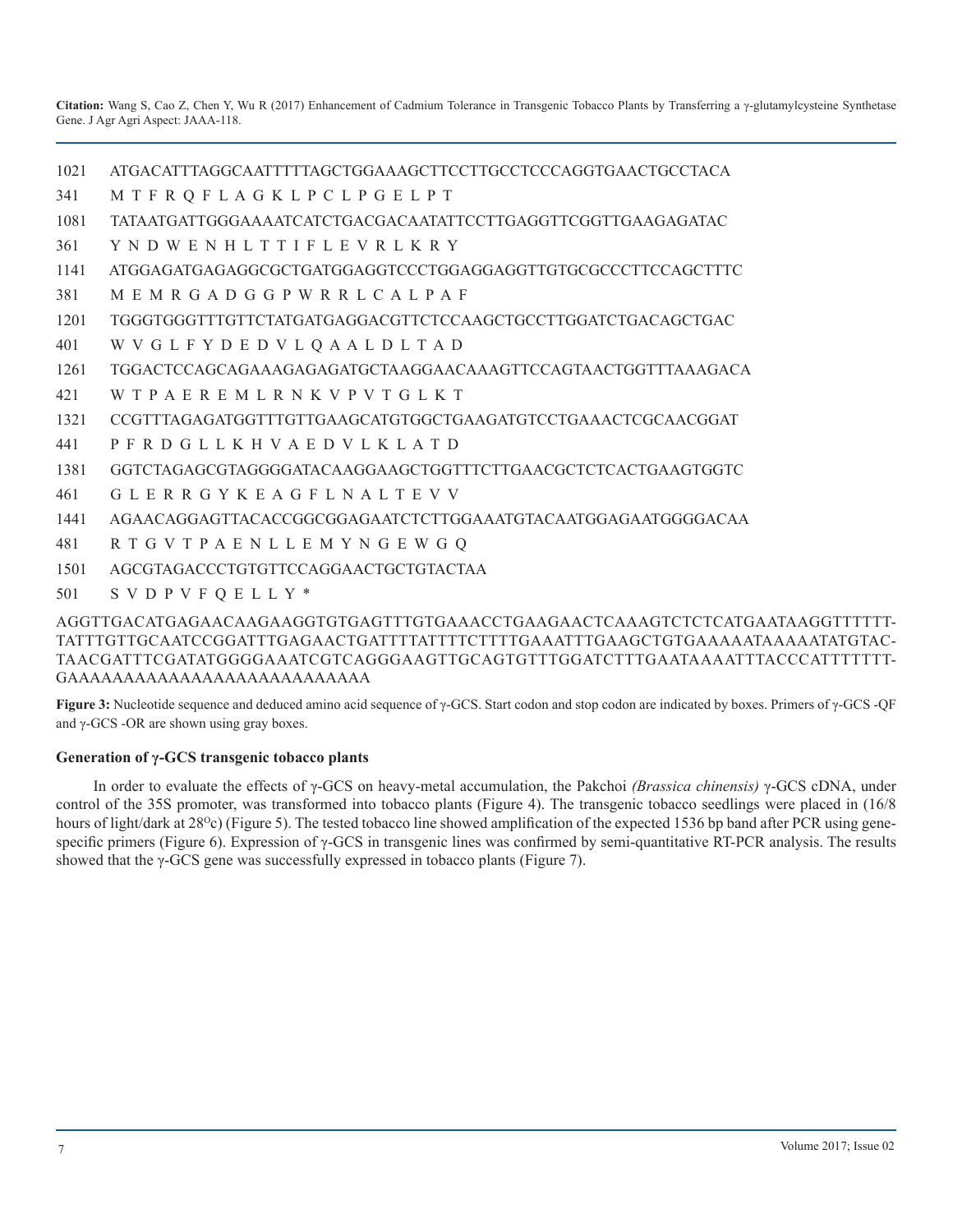```
1021   ATGACATTTAGGCAATTTTTAGCTGGAAAGCTTCCTTGCCTCCCAGGTGAACTGCCTACA
341    M  T  F  R  Q  F  L  A  G  K  L  P  C  L  P  G  E  L  P  T
1081   TATAATGATTGGGAAAATCATCTGACGACAATATTCCTTGAGGTTCGGTTGAAGAGATAC
361    Y  N  D  W  E  N  H  L  T  T  I  F  L  E  V  R  L  K  R  Y
1141   ATGGAGATGAGAGGCGCTGATGGAGGTCCCTGGAGGAGGTTGTGCGCCCTTCCAGCTTTC
381    M  E  M  R  G  A  D  G  G  P  W  R  R  L  C  A  L  P  A  F
1201   TGGGTGGGTTTGTTCTATGATGAGGACGTTCTCCAAGCTGCCTTGGATCTGACAGCTGAC
401    W  V  G  L  F  Y  D  E  D  V  L  Q  A  A  L  D  L  T  A  D
1261   TGGACTCCAGCAGAAAGAGAGATGCTAAGGAACAAAGTTCCAGTAACTGGTTTAAAGACA
421    W  T  P  A  E  R  E  M  L  R  N  K  V  P  V  T  G  L  K  T
1321   CCGTTTAGAGATGGTTTGTTGAAGCATGTGGCTGAAGATGTCCTGAAACTCGCAACGGAT
441    P  F  R  D  G  L  L  K  H  V  A  E  D  V  L  K  L  A  T  D
1381   GGTCTAGAGCGTAGGGGATACAAGGAAGCTGGTTTCTTGAACGCTCTCACTGAAGTGGTC
461    G  L  E  R  R  G  Y  K  E  A  G  F  L  N  A  L  T  E  V  V
1441   AGAACAGGAGTTACACCGGCGGAGAATCTCTTGGAAATGTACAATGGAGAATGGGGACAA
481    R  T  G  V  T  P  A  E  N  L  L  E  M  Y  N  G  E  W  G  Q
1501   AGCGTAGACCCTGTGTTCCAGGAACTGCTGTACTAA
501    S  V  D  P  V  F  Q  E  L  L  Y  *

AGGTTGACATGAGAACAAGAAGGTGTGAGTTTGTGAAACCTGAAGAACTCAAAGTCTCTCATGAATAAGGTTTTTT-
TATTTGTTGCAATCCGGATTTGAGAACTGATTTTATTTTCTTTTGAAATTTGAAGCTGTGAAAAATAAAAATATGTAC-
TAACGATTTCGATATGGGGAAATCGTCAGGGAAGTTGCAGTGTTTGGATCTTTGAATAAAATTTACCCATTTTTTT-
GAAAAAAAAAAAAAAAAAAAAAAAAAAA
```

**Figure 3:** Nucleotide sequence and deduced amino acid sequence of γ-GCS. Start codon and stop codon are indicated by boxes. Primers of γ-GCS -QF and γ-GCS -OR are shown using gray boxes.

### Generation of γ-GCS transgenic tobacco plants

In order to evaluate the effects of γ-GCS on heavy-metal accumulation, the Pakchoi *(Brassica chinensis)* γ-GCS cDNA, under control of the 35S promoter, was transformed into tobacco plants (Figure 4). The transgenic tobacco seedlings were placed in (16/8 hours of light/dark at 28$^{O}$c) (Figure 5). The tested tobacco line showed amplification of the expected 1536 bp band after PCR using gene-specific primers (Figure 6). Expression of γ-GCS in transgenic lines was confirmed by semi-quantitative RT-PCR analysis. The results showed that the γ-GCS gene was successfully expressed in tobacco plants (Figure 7).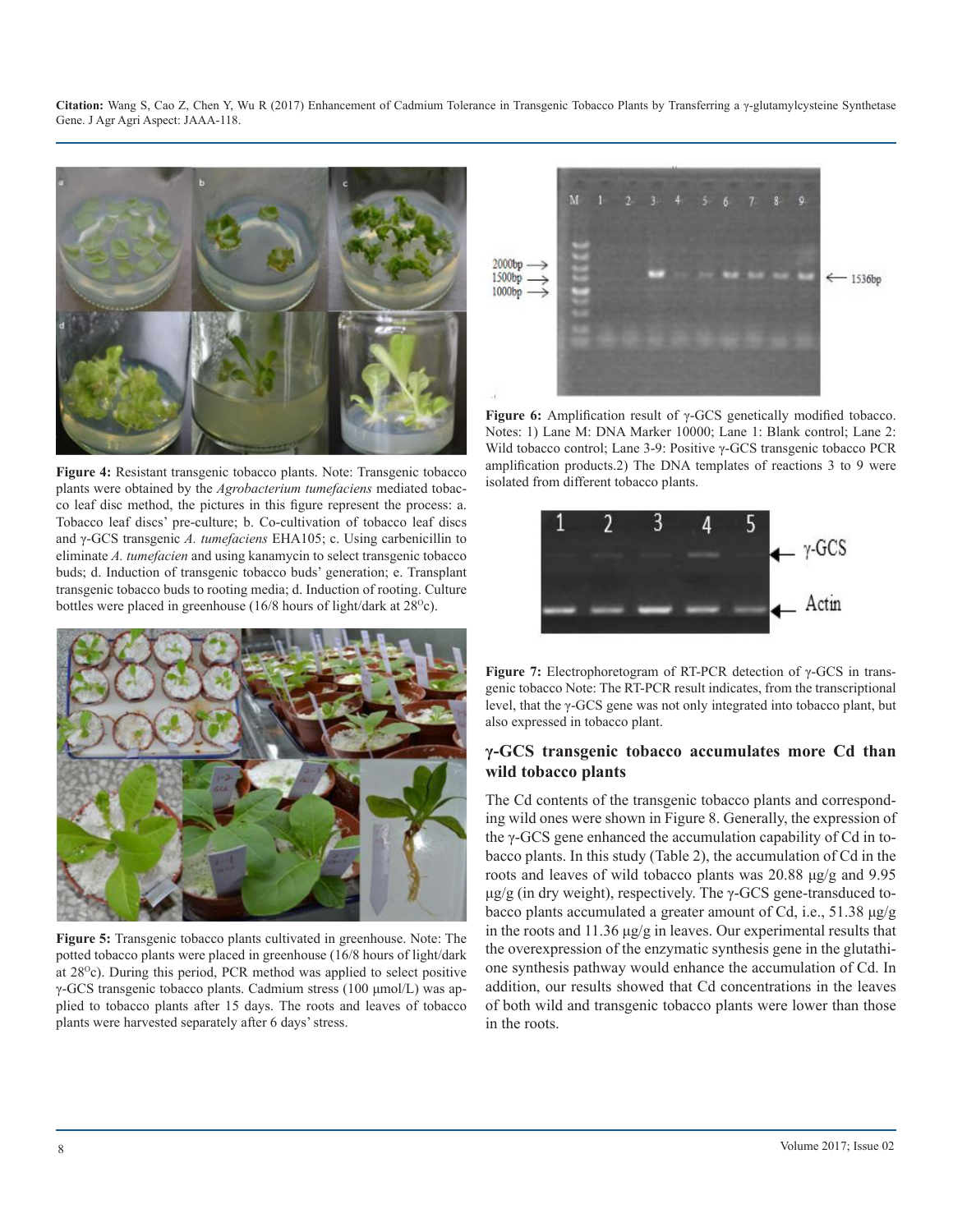**Figure 4:** Resistant transgenic tobacco plants. Note: Transgenic tobacco plants were obtained by the *Agrobacterium tumefaciens* mediated tobacco leaf disc method, the pictures in this figure represent the process: a. Tobacco leaf discs' pre-culture; b. Co-cultivation of tobacco leaf discs and γ-GCS transgenic *A. tumefaciens* EHA105; c. Using carbenicillin to eliminate *A. tumefacien* and using kanamycin to select transgenic tobacco buds; d. Induction of transgenic tobacco buds' generation; e. Transplant transgenic tobacco buds to rooting media; d. Induction of rooting. Culture bottles were placed in greenhouse (16/8 hours of light/dark at 28$^{O}$c).

**Figure 5:** Transgenic tobacco plants cultivated in greenhouse. Note: The potted tobacco plants were placed in greenhouse (16/8 hours of light/dark at 28$^{O}$c). During this period, PCR method was applied to select positive γ-GCS transgenic tobacco plants. Cadmium stress (100 μmol/L) was applied to tobacco plants after 15 days. The roots and leaves of tobacco plants were harvested separately after 6 days' stress.

M 1 2 3 4 5 6 7 8 9

2000bp
1500bp
1000bp

1536bp

**Figure 6:** Amplification result of γ-GCS genetically modified tobacco. Notes: 1) Lane M: DNA Marker 10000; Lane 1: Blank control; Lane 2: Wild tobacco control; Lane 3-9: Positive γ-GCS transgenic tobacco PCR amplification products.2) The DNA templates of reactions 3 to 9 were isolated from different tobacco plants.

1 2 3 4 5

γ-GCS

Actin

**Figure 7:** Electrophoretogram of RT-PCR detection of γ-GCS in transgenic tobacco Note: The RT-PCR result indicates, from the transcriptional level, that the γ-GCS gene was not only integrated into tobacco plant, but also expressed in tobacco plant.

### γ-GCS transgenic tobacco accumulates more Cd than wild tobacco plants

The Cd contents of the transgenic tobacco plants and corresponding wild ones were shown in Figure 8. Generally, the expression of the γ-GCS gene enhanced the accumulation capability of Cd in tobacco plants. In this study (Table 2), the accumulation of Cd in the roots and leaves of wild tobacco plants was 20.88 μg/g and 9.95 μg/g (in dry weight), respectively. The γ-GCS gene-transduced tobacco plants accumulated a greater amount of Cd, i.e., 51.38 μg/g in the roots and 11.36 μg/g in leaves. Our experimental results that the overexpression of the enzymatic synthesis gene in the glutathione synthesis pathway would enhance the accumulation of Cd. In addition, our results showed that Cd concentrations in the leaves of both wild and transgenic tobacco plants were lower than those in the roots.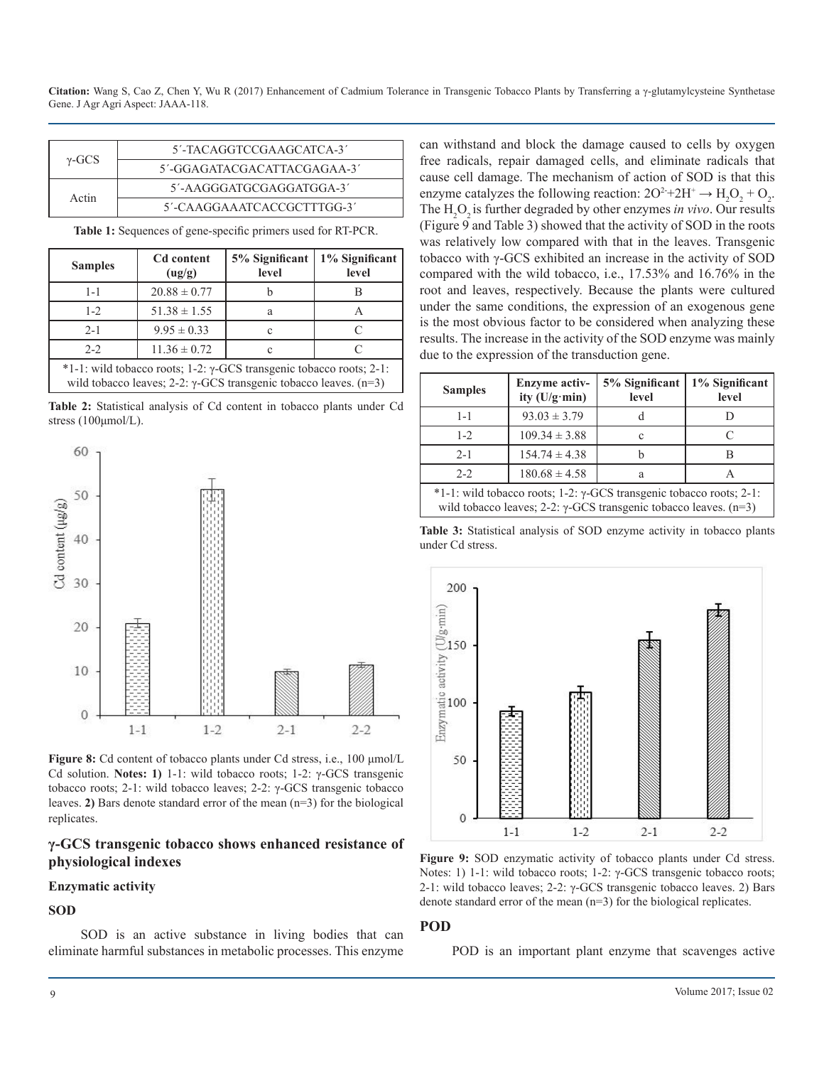| γ-GCS | 5′-TACAGGTCCGAAGCATCA-3′ |
|---|---|
| | 5′-GGAGATACGACATTACGAGAA-3′ |
| Actin | 5′-AAGGGATGCGAGGATGGA-3′ |
| | 5′-CAAGGAAATCACCGCTTTGG-3′ |

**Table 1:** Sequences of gene-specific primers used for RT-PCR.

| Samples | Cd content (ug/g) | 5% Significant level | 1% Significant level |
|---|---|---|---|
| 1-1 | 20.88 ± 0.77 | b | B |
| 1-2 | 51.38 ± 1.55 | a | A |
| 2-1 | 9.95 ± 0.33 | c | C |
| 2-2 | 11.36 ± 0.72 | c | C |

*1-1: wild tobacco roots; 1-2: γ-GCS transgenic tobacco roots; 2-1: wild tobacco leaves; 2-2: γ-GCS transgenic tobacco leaves. (n=3)

**Table 2:** Statistical analysis of Cd content in tobacco plants under Cd stress (100μmol/L).

Cd content (μg/g)
60
50
40
30
20
10
0
1-1
1-2
2-1
2-2

**Figure 8:** Cd content of tobacco plants under Cd stress, i.e., 100 μmol/L Cd solution. **Notes: 1)** 1-1: wild tobacco roots; 1-2: γ-GCS transgenic tobacco roots; 2-1: wild tobacco leaves; 2-2: γ-GCS transgenic tobacco leaves. **2)** Bars denote standard error of the mean (n=3) for the biological replicates.

## γ-GCS transgenic tobacco shows enhanced resistance of physiological indexes

### Enzymatic activity

#### SOD

SOD is an active substance in living bodies that can eliminate harmful substances in metabolic processes. This enzyme can withstand and block the damage caused to cells by oxygen free radicals, repair damaged cells, and eliminate radicals that cause cell damage. The mechanism of action of SOD is that this enzyme catalyzes the following reaction: $2O^{2-}+2H^{+} \rightarrow H_2O_2 + O_2$. The $H_2O_2$ is further degraded by other enzymes *in vivo*. Our results (Figure 9 and Table 3) showed that the activity of SOD in the roots was relatively low compared with that in the leaves. Transgenic tobacco with γ-GCS exhibited an increase in the activity of SOD compared with the wild tobacco, i.e., 17.53% and 16.76% in the root and leaves, respectively. Because the plants were cultured under the same conditions, the expression of an exogenous gene is the most obvious factor to be considered when analyzing these results. The increase in the activity of the SOD enzyme was mainly due to the expression of the transduction gene.

| Samples | Enzyme activity (U/g·min) | 5% Significant level | 1% Significant level |
|---|---|---|---|
| 1-1 | 93.03 ± 3.79 | d | D |
| 1-2 | 109.34 ± 3.88 | c | C |
| 2-1 | 154.74 ± 4.38 | b | B |
| 2-2 | 180.68 ± 4.58 | a | A |

*1-1: wild tobacco roots; 1-2: γ-GCS transgenic tobacco roots; 2-1: wild tobacco leaves; 2-2: γ-GCS transgenic tobacco leaves. (n=3)

**Table 3:** Statistical analysis of SOD enzyme activity in tobacco plants under Cd stress.

Enzymatic activity (U/g·min)
200
150
100
50
0
1-1
1-2
2-1
2-2

**Figure 9:** SOD enzymatic activity of tobacco plants under Cd stress. Notes: 1) 1-1: wild tobacco roots; 1-2: γ-GCS transgenic tobacco roots; 2-1: wild tobacco leaves; 2-2: γ-GCS transgenic tobacco leaves. 2) Bars denote standard error of the mean (n=3) for the biological replicates.

#### POD

POD is an important plant enzyme that scavenges active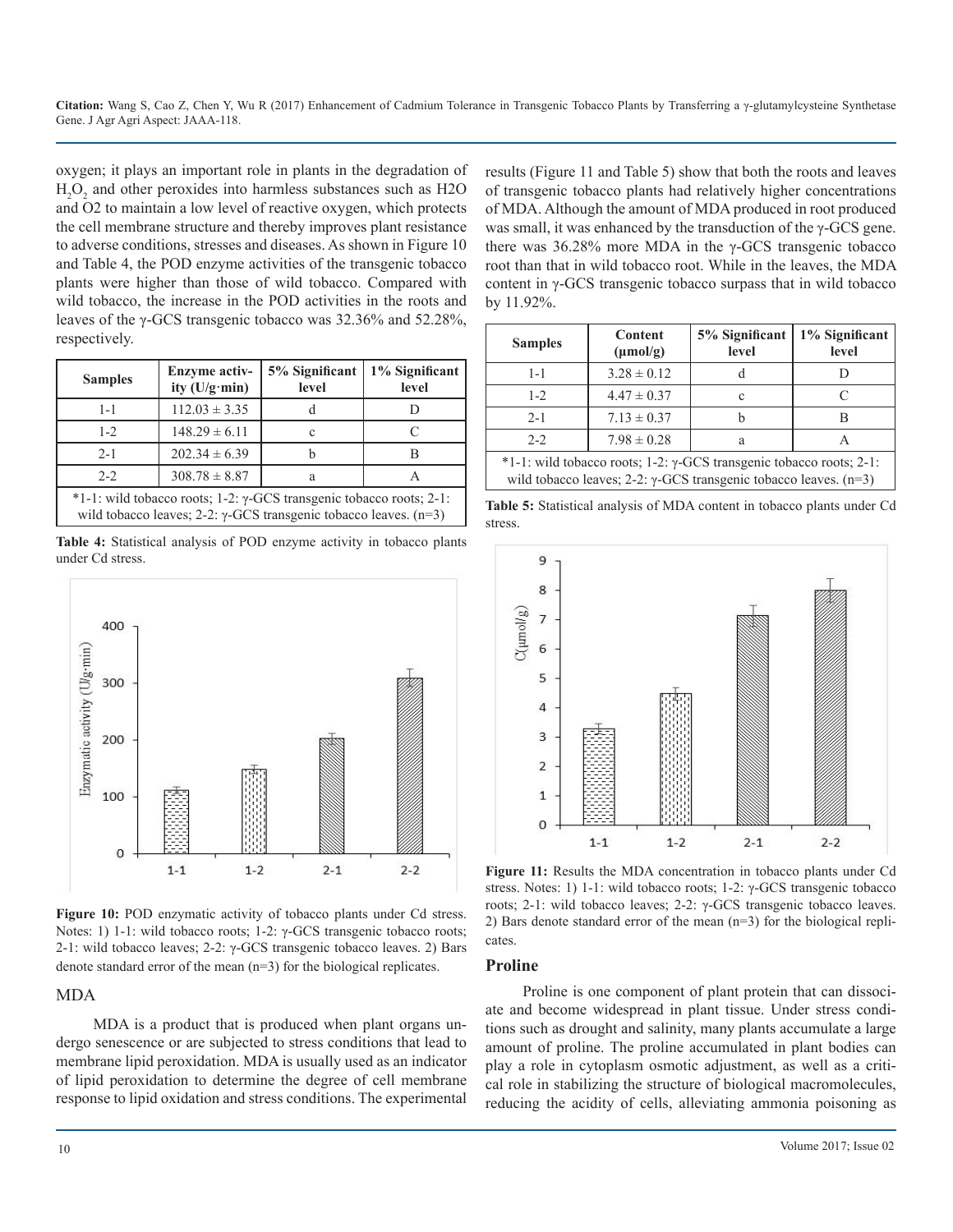oxygen; it plays an important role in plants in the degradation of $H_2O_2$ and other peroxides into harmless substances such as H2O and O2 to maintain a low level of reactive oxygen, which protects the cell membrane structure and thereby improves plant resistance to adverse conditions, stresses and diseases. As shown in Figure 10 and Table 4, the POD enzyme activities of the transgenic tobacco plants were higher than those of wild tobacco. Compared with wild tobacco, the increase in the POD activities in the roots and leaves of the γ-GCS transgenic tobacco was 32.36% and 52.28%, respectively.

| Samples | Enzyme activity (U/g·min) | 5% Significant level | 1% Significant level |
|---|---|---|---|
| 1-1 | 112.03 ± 3.35 | d | D |
| 1-2 | 148.29 ± 6.11 | c | C |
| 2-1 | 202.34 ± 6.39 | b | B |
| 2-2 | 308.78 ± 8.87 | a | A |
| *1-1: wild tobacco roots; 1-2: γ-GCS transgenic tobacco roots; 2-1: wild tobacco leaves; 2-2: γ-GCS transgenic tobacco leaves. (n=3) | | | |

**Table 4:** Statistical analysis of POD enzyme activity in tobacco plants under Cd stress.

Enzymatic activity (U/g·min)
400
300
200
100
0
1-1
1-2
2-1
2-2

**Figure 10:** POD enzymatic activity of tobacco plants under Cd stress. Notes: 1) 1-1: wild tobacco roots; 1-2: γ-GCS transgenic tobacco roots; 2-1: wild tobacco leaves; 2-2: γ-GCS transgenic tobacco leaves. 2) Bars denote standard error of the mean (n=3) for the biological replicates.

## MDA

MDA is a product that is produced when plant organs undergo senescence or are subjected to stress conditions that lead to membrane lipid peroxidation. MDA is usually used as an indicator of lipid peroxidation to determine the degree of cell membrane response to lipid oxidation and stress conditions. The experimental results (Figure 11 and Table 5) show that both the roots and leaves of transgenic tobacco plants had relatively higher concentrations of MDA. Although the amount of MDA produced in root produced was small, it was enhanced by the transduction of the γ-GCS gene. there was 36.28% more MDA in the γ-GCS transgenic tobacco root than that in wild tobacco root. While in the leaves, the MDA content in γ-GCS transgenic tobacco surpass that in wild tobacco by 11.92%.

| Samples | Content (μmol/g) | 5% Significant level | 1% Significant level |
|---|---|---|---|
| 1-1 | 3.28 ± 0.12 | d | D |
| 1-2 | 4.47 ± 0.37 | c | C |
| 2-1 | 7.13 ± 0.37 | b | B |
| 2-2 | 7.98 ± 0.28 | a | A |
| *1-1: wild tobacco roots; 1-2: γ-GCS transgenic tobacco roots; 2-1: wild tobacco leaves; 2-2: γ-GCS transgenic tobacco leaves. (n=3) | | | |

**Table 5:** Statistical analysis of MDA content in tobacco plants under Cd stress.

C(μmol/g)
9
8
7
6
5
4
3
2
1
0
1-1
1-2
2-1
2-2

**Figure 11:** Results the MDA concentration in tobacco plants under Cd stress. Notes: 1) 1-1: wild tobacco roots; 1-2: γ-GCS transgenic tobacco roots; 2-1: wild tobacco leaves; 2-2: γ-GCS transgenic tobacco leaves. 2) Bars denote standard error of the mean (n=3) for the biological replicates.

## Proline

Proline is one component of plant protein that can dissociate and become widespread in plant tissue. Under stress conditions such as drought and salinity, many plants accumulate a large amount of proline. The proline accumulated in plant bodies can play a role in cytoplasm osmotic adjustment, as well as a critical role in stabilizing the structure of biological macromolecules, reducing the acidity of cells, alleviating ammonia poisoning as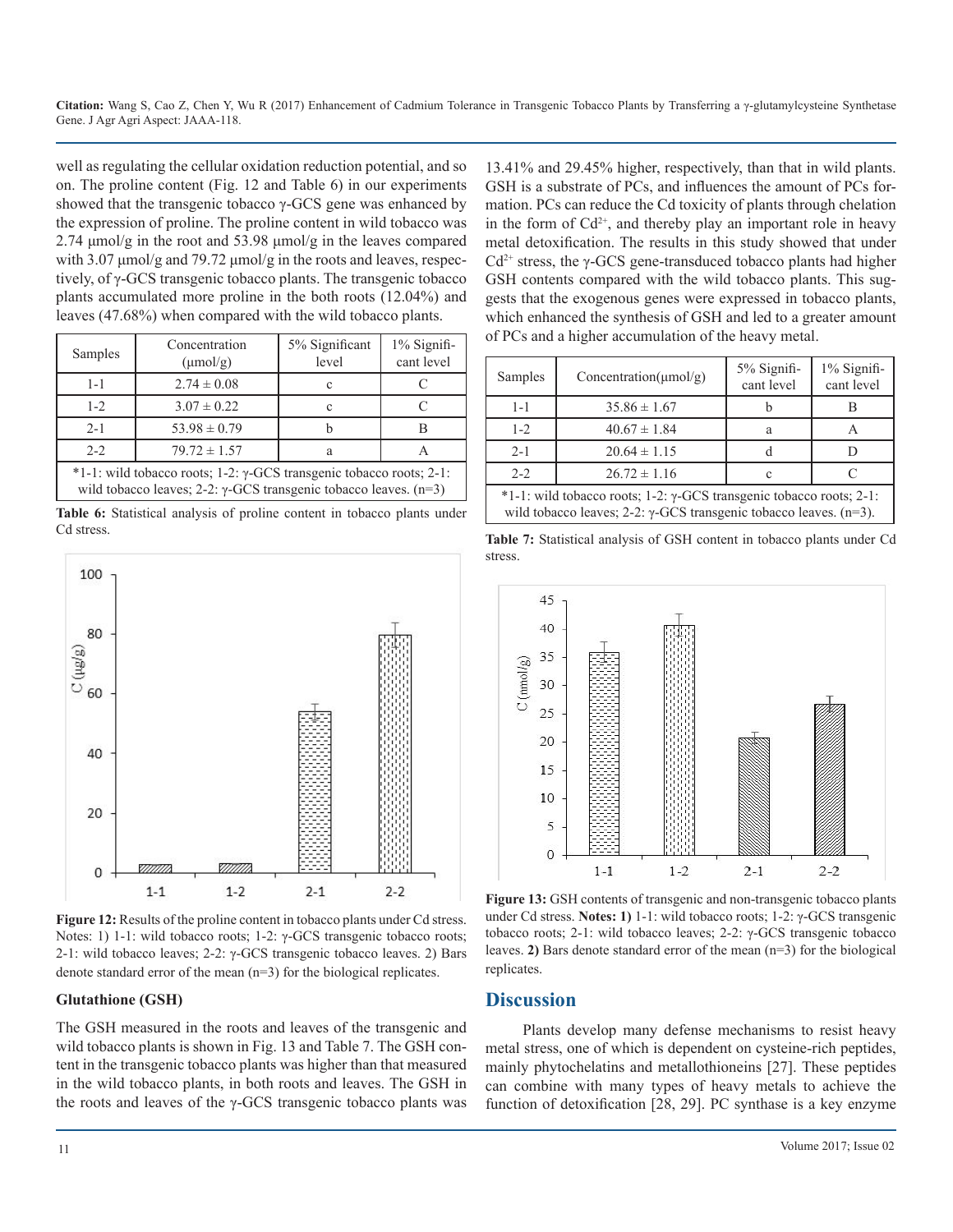well as regulating the cellular oxidation reduction potential, and so on. The proline content (Fig. 12 and Table 6) in our experiments showed that the transgenic tobacco γ-GCS gene was enhanced by the expression of proline. The proline content in wild tobacco was 2.74 μmol/g in the root and 53.98 μmol/g in the leaves compared with 3.07 μmol/g and 79.72 μmol/g in the roots and leaves, respectively, of γ-GCS transgenic tobacco plants. The transgenic tobacco plants accumulated more proline in the both roots (12.04%) and leaves (47.68%) when compared with the wild tobacco plants.

| Samples | Concentration (μmol/g) | 5% Significant level | 1% Significant level |
|---|---|---|---|
| 1-1 | 2.74 ± 0.08 | c | C |
| 1-2 | 3.07 ± 0.22 | c | C |
| 2-1 | 53.98 ± 0.79 | b | B |
| 2-2 | 79.72 ± 1.57 | a | A |
| *1-1: wild tobacco roots; 1-2: γ-GCS transgenic tobacco roots; 2-1: wild tobacco leaves; 2-2: γ-GCS transgenic tobacco leaves. (n=3) | | | |

**Table 6:** Statistical analysis of proline content in tobacco plants under Cd stress.

100
80
60
40
20
0
C (μg/g)
1-1
1-2
2-1
2-2

**Figure 12:** Results of the proline content in tobacco plants under Cd stress. Notes: 1) 1-1: wild tobacco roots; 1-2: γ-GCS transgenic tobacco roots; 2-1: wild tobacco leaves; 2-2: γ-GCS transgenic tobacco leaves. 2) Bars denote standard error of the mean (n=3) for the biological replicates.

### Glutathione (GSH)

The GSH measured in the roots and leaves of the transgenic and wild tobacco plants is shown in Fig. 13 and Table 7. The GSH content in the transgenic tobacco plants was higher than that measured in the wild tobacco plants, in both roots and leaves. The GSH in the roots and leaves of the γ-GCS transgenic tobacco plants was 13.41% and 29.45% higher, respectively, than that in wild plants. GSH is a substrate of PCs, and influences the amount of PCs formation. PCs can reduce the Cd toxicity of plants through chelation in the form of $Cd^{2+}$, and thereby play an important role in heavy metal detoxification. The results in this study showed that under $Cd^{2+}$ stress, the γ-GCS gene-transduced tobacco plants had higher GSH contents compared with the wild tobacco plants. This suggests that the exogenous genes were expressed in tobacco plants, which enhanced the synthesis of GSH and led to a greater amount of PCs and a higher accumulation of the heavy metal.

| Samples | Concentration(μmol/g) | 5% Significant level | 1% Significant level |
|---|---|---|---|
| 1-1 | 35.86 ± 1.67 | b | B |
| 1-2 | 40.67 ± 1.84 | a | A |
| 2-1 | 20.64 ± 1.15 | d | D |
| 2-2 | 26.72 ± 1.16 | c | C |
| *1-1: wild tobacco roots; 1-2: γ-GCS transgenic tobacco roots; 2-1: wild tobacco leaves; 2-2: γ-GCS transgenic tobacco leaves. (n=3). | | | |

**Table 7:** Statistical analysis of GSH content in tobacco plants under Cd stress.

45
40
35
30
25
20
15
10
5
0
C (mmol/g)
1-1
1-2
2-1
2-2

**Figure 13:** GSH contents of transgenic and non-transgenic tobacco plants under Cd stress. **Notes: 1)** 1-1: wild tobacco roots; 1-2: γ-GCS transgenic tobacco roots; 2-1: wild tobacco leaves; 2-2: γ-GCS transgenic tobacco leaves. **2)** Bars denote standard error of the mean (n=3) for the biological replicates.

## Discussion

Plants develop many defense mechanisms to resist heavy metal stress, one of which is dependent on cysteine-rich peptides, mainly phytochelatins and metallothioneins [27]. These peptides can combine with many types of heavy metals to achieve the function of detoxification [28, 29]. PC synthase is a key enzyme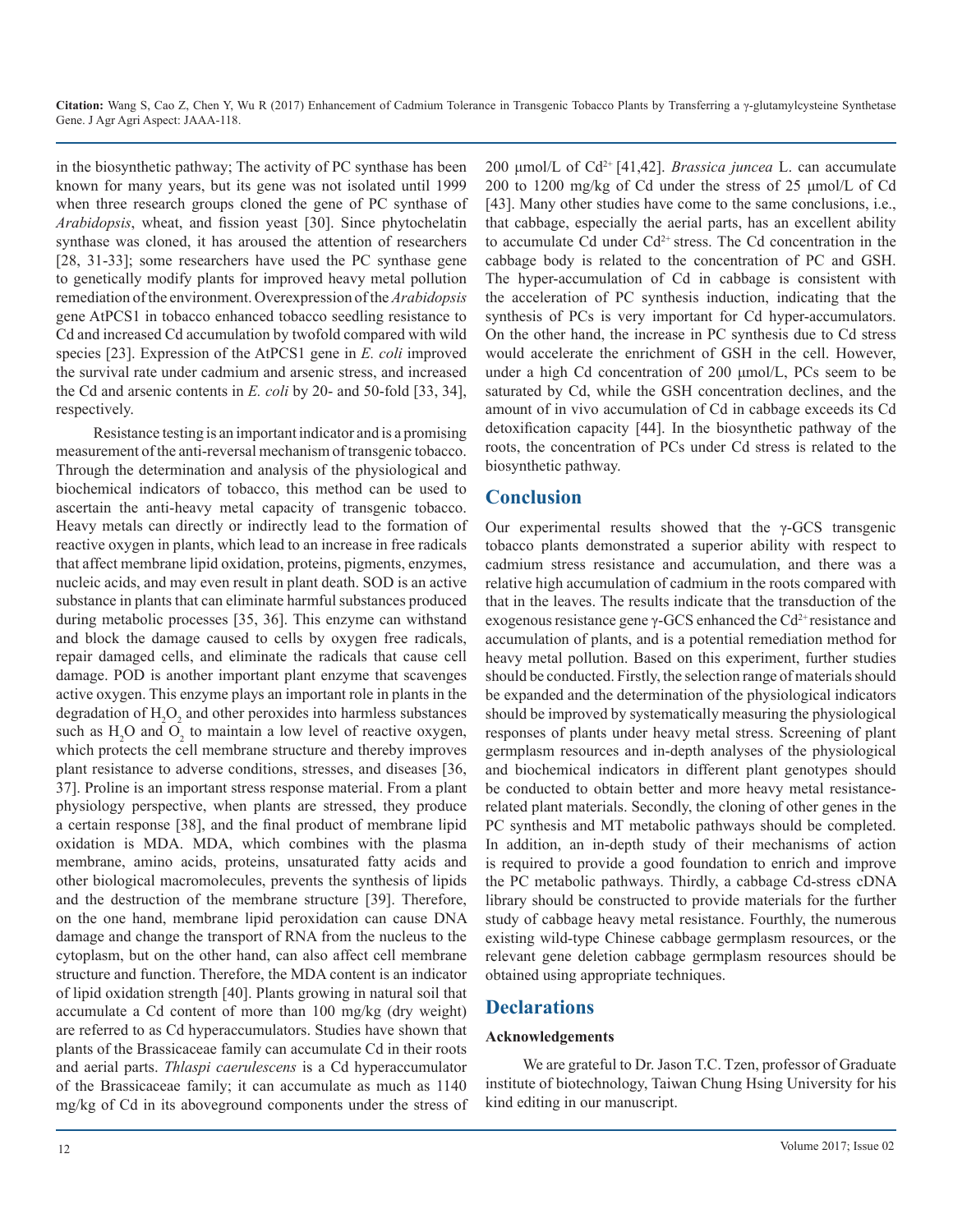in the biosynthetic pathway; The activity of PC synthase has been known for many years, but its gene was not isolated until 1999 when three research groups cloned the gene of PC synthase of *Arabidopsis*, wheat, and fission yeast [30]. Since phytochelatin synthase was cloned, it has aroused the attention of researchers [28, 31-33]; some researchers have used the PC synthase gene to genetically modify plants for improved heavy metal pollution remediation of the environment. Overexpression of the *Arabidopsis* gene AtPCS1 in tobacco enhanced tobacco seedling resistance to Cd and increased Cd accumulation by twofold compared with wild species [23]. Expression of the AtPCS1 gene in *E. coli* improved the survival rate under cadmium and arsenic stress, and increased the Cd and arsenic contents in *E. coli* by 20- and 50-fold [33, 34], respectively.

Resistance testing is an important indicator and is a promising measurement of the anti-reversal mechanism of transgenic tobacco. Through the determination and analysis of the physiological and biochemical indicators of tobacco, this method can be used to ascertain the anti-heavy metal capacity of transgenic tobacco. Heavy metals can directly or indirectly lead to the formation of reactive oxygen in plants, which lead to an increase in free radicals that affect membrane lipid oxidation, proteins, pigments, enzymes, nucleic acids, and may even result in plant death. SOD is an active substance in plants that can eliminate harmful substances produced during metabolic processes [35, 36]. This enzyme can withstand and block the damage caused to cells by oxygen free radicals, repair damaged cells, and eliminate the radicals that cause cell damage. POD is another important plant enzyme that scavenges active oxygen. This enzyme plays an important role in plants in the degradation of $H_2O_2$ and other peroxides into harmless substances such as $H_2O$ and $O_2$ to maintain a low level of reactive oxygen, which protects the cell membrane structure and thereby improves plant resistance to adverse conditions, stresses, and diseases [36, 37]. Proline is an important stress response material. From a plant physiology perspective, when plants are stressed, they produce a certain response [38], and the final product of membrane lipid oxidation is MDA. MDA, which combines with the plasma membrane, amino acids, proteins, unsaturated fatty acids and other biological macromolecules, prevents the synthesis of lipids and the destruction of the membrane structure [39]. Therefore, on the one hand, membrane lipid peroxidation can cause DNA damage and change the transport of RNA from the nucleus to the cytoplasm, but on the other hand, can also affect cell membrane structure and function. Therefore, the MDA content is an indicator of lipid oxidation strength [40]. Plants growing in natural soil that accumulate a Cd content of more than 100 mg/kg (dry weight) are referred to as Cd hyperaccumulators. Studies have shown that plants of the Brassicaceae family can accumulate Cd in their roots and aerial parts. *Thlaspi caerulescens* is a Cd hyperaccumulator of the Brassicaceae family; it can accumulate as much as 1140 mg/kg of Cd in its aboveground components under the stress of 200 μmol/L of $Cd^{2+}$ [41,42]. *Brassica juncea* L. can accumulate 200 to 1200 mg/kg of Cd under the stress of 25 μmol/L of Cd [43]. Many other studies have come to the same conclusions, i.e., that cabbage, especially the aerial parts, has an excellent ability to accumulate Cd under $Cd^{2+}$ stress. The Cd concentration in the cabbage body is related to the concentration of PC and GSH. The hyper-accumulation of Cd in cabbage is consistent with the acceleration of PC synthesis induction, indicating that the synthesis of PCs is very important for Cd hyper-accumulators. On the other hand, the increase in PC synthesis due to Cd stress would accelerate the enrichment of GSH in the cell. However, under a high Cd concentration of 200 μmol/L, PCs seem to be saturated by Cd, while the GSH concentration declines, and the amount of in vivo accumulation of Cd in cabbage exceeds its Cd detoxification capacity [44]. In the biosynthetic pathway of the roots, the concentration of PCs under Cd stress is related to the biosynthetic pathway.

## Conclusion

Our experimental results showed that the γ-GCS transgenic tobacco plants demonstrated a superior ability with respect to cadmium stress resistance and accumulation, and there was a relative high accumulation of cadmium in the roots compared with that in the leaves. The results indicate that the transduction of the exogenous resistance gene γ-GCS enhanced the $Cd^{2+}$ resistance and accumulation of plants, and is a potential remediation method for heavy metal pollution. Based on this experiment, further studies should be conducted. Firstly, the selection range of materials should be expanded and the determination of the physiological indicators should be improved by systematically measuring the physiological responses of plants under heavy metal stress. Screening of plant germplasm resources and in-depth analyses of the physiological and biochemical indicators in different plant genotypes should be conducted to obtain better and more heavy metal resistance-related plant materials. Secondly, the cloning of other genes in the PC synthesis and MT metabolic pathways should be completed. In addition, an in-depth study of their mechanisms of action is required to provide a good foundation to enrich and improve the PC metabolic pathways. Thirdly, a cabbage Cd-stress cDNA library should be constructed to provide materials for the further study of cabbage heavy metal resistance. Fourthly, the numerous existing wild-type Chinese cabbage germplasm resources, or the relevant gene deletion cabbage germplasm resources should be obtained using appropriate techniques.

## Declarations

### Acknowledgements

We are grateful to Dr. Jason T.C. Tzen, professor of Graduate institute of biotechnology, Taiwan Chung Hsing University for his kind editing in our manuscript.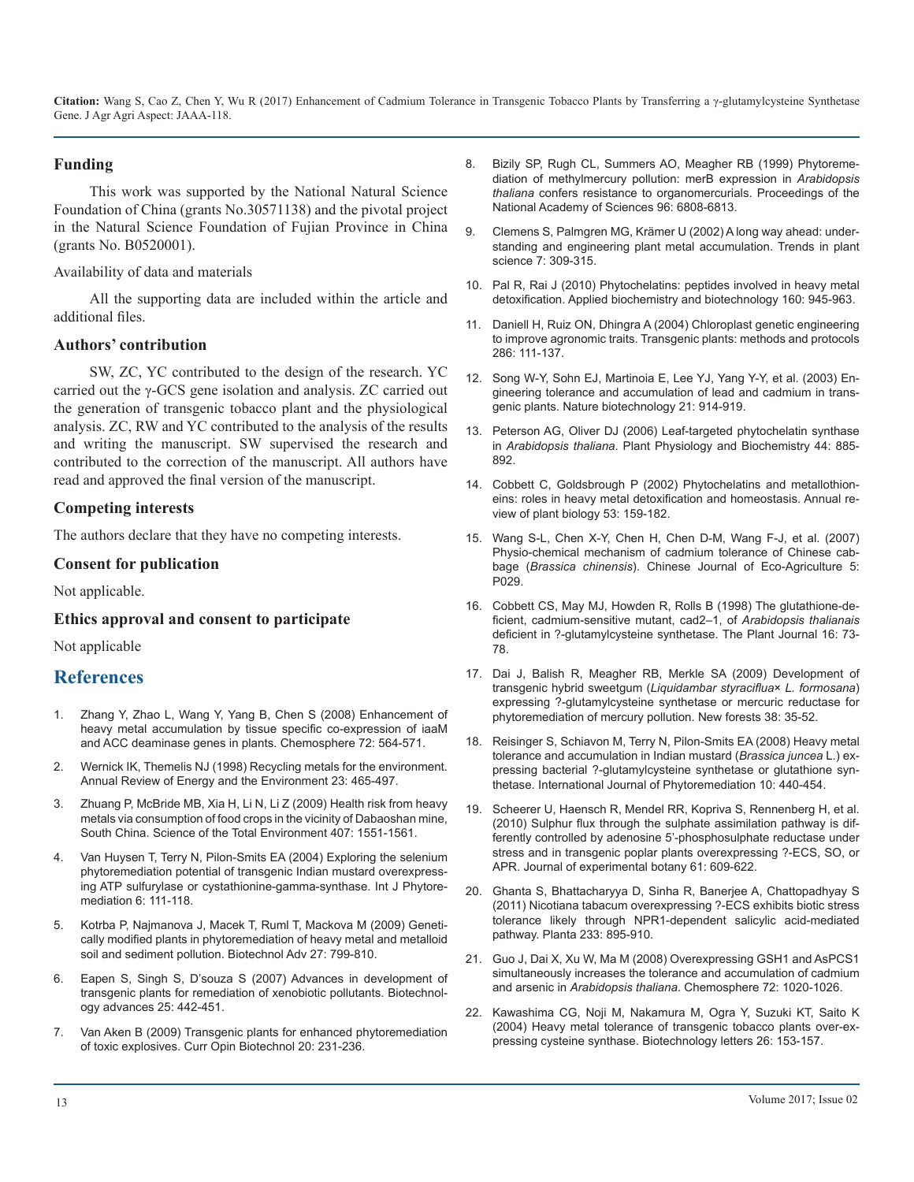## Funding

This work was supported by the National Natural Science Foundation of China (grants No.30571138) and the pivotal project in the Natural Science Foundation of Fujian Province in China (grants No. B0520001).

Availability of data and materials

All the supporting data are included within the article and additional files.

## Authors' contribution

SW, ZC, YC contributed to the design of the research. YC carried out the γ-GCS gene isolation and analysis. ZC carried out the generation of transgenic tobacco plant and the physiological analysis. ZC, RW and YC contributed to the analysis of the results and writing the manuscript. SW supervised the research and contributed to the correction of the manuscript. All authors have read and approved the final version of the manuscript.

## Competing interests

The authors declare that they have no competing interests.

## Consent for publication

Not applicable.

## Ethics approval and consent to participate

Not applicable

# References

1. Zhang Y, Zhao L, Wang Y, Yang B, Chen S (2008) Enhancement of heavy metal accumulation by tissue specific co-expression of iaaM and ACC deaminase genes in plants. Chemosphere 72: 564-571.
2. Wernick IK, Themelis NJ (1998) Recycling metals for the environment. Annual Review of Energy and the Environment 23: 465-497.
3. Zhuang P, McBride MB, Xia H, Li N, Li Z (2009) Health risk from heavy metals via consumption of food crops in the vicinity of Dabaoshan mine, South China. Science of the Total Environment 407: 1551-1561.
4. Van Huysen T, Terry N, Pilon-Smits EA (2004) Exploring the selenium phytoremediation potential of transgenic Indian mustard overexpressing ATP sulfurylase or cystathionine-gamma-synthase. Int J Phytoremediation 6: 111-118.
5. Kotrba P, Najmanova J, Macek T, Ruml T, Mackova M (2009) Genetically modified plants in phytoremediation of heavy metal and metalloid soil and sediment pollution. Biotechnol Adv 27: 799-810.
6. Eapen S, Singh S, D'souza S (2007) Advances in development of transgenic plants for remediation of xenobiotic pollutants. Biotechnology advances 25: 442-451.
7. Van Aken B (2009) Transgenic plants for enhanced phytoremediation of toxic explosives. Curr Opin Biotechnol 20: 231-236.
8. Bizily SP, Rugh CL, Summers AO, Meagher RB (1999) Phytoremediation of methylmercury pollution: merB expression in *Arabidopsis thaliana* confers resistance to organomercurials. Proceedings of the National Academy of Sciences 96: 6808-6813.
9. Clemens S, Palmgren MG, Krämer U (2002) A long way ahead: understanding and engineering plant metal accumulation. Trends in plant science 7: 309-315.
10. Pal R, Rai J (2010) Phytochelatins: peptides involved in heavy metal detoxification. Applied biochemistry and biotechnology 160: 945-963.
11. Daniell H, Ruiz ON, Dhingra A (2004) Chloroplast genetic engineering to improve agronomic traits. Transgenic plants: methods and protocols 286: 111-137.
12. Song W-Y, Sohn EJ, Martinoia E, Lee YJ, Yang Y-Y, et al. (2003) Engineering tolerance and accumulation of lead and cadmium in transgenic plants. Nature biotechnology 21: 914-919.
13. Peterson AG, Oliver DJ (2006) Leaf-targeted phytochelatin synthase in *Arabidopsis thaliana*. Plant Physiology and Biochemistry 44: 885-892.
14. Cobbett C, Goldsbrough P (2002) Phytochelatins and metallothioneins: roles in heavy metal detoxification and homeostasis. Annual review of plant biology 53: 159-182.
15. Wang S-L, Chen X-Y, Chen H, Chen D-M, Wang F-J, et al. (2007) Physio-chemical mechanism of cadmium tolerance of Chinese cabbage (*Brassica chinensis*). Chinese Journal of Eco-Agriculture 5: P029.
16. Cobbett CS, May MJ, Howden R, Rolls B (1998) The glutathione-deficient, cadmium-sensitive mutant, cad2–1, of *Arabidopsis thalianais* deficient in ?-glutamylcysteine synthetase. The Plant Journal 16: 73-78.
17. Dai J, Balish R, Meagher RB, Merkle SA (2009) Development of transgenic hybrid sweetgum (*Liquidambar styraciflua*× *L. formosana*) expressing ?-glutamylcysteine synthetase or mercuric reductase for phytoremediation of mercury pollution. New forests 38: 35-52.
18. Reisinger S, Schiavon M, Terry N, Pilon-Smits EA (2008) Heavy metal tolerance and accumulation in Indian mustard (*Brassica juncea* L.) expressing bacterial ?-glutamylcysteine synthetase or glutathione synthetase. International Journal of Phytoremediation 10: 440-454.
19. Scheerer U, Haensch R, Mendel RR, Kopriva S, Rennenberg H, et al. (2010) Sulphur flux through the sulphate assimilation pathway is differently controlled by adenosine 5'-phosphosulphate reductase under stress and in transgenic poplar plants overexpressing ?-ECS, SO, or APR. Journal of experimental botany 61: 609-622.
20. Ghanta S, Bhattacharyya D, Sinha R, Banerjee A, Chattopadhyay S (2011) Nicotiana tabacum overexpressing ?-ECS exhibits biotic stress tolerance likely through NPR1-dependent salicylic acid-mediated pathway. Planta 233: 895-910.
21. Guo J, Dai X, Xu W, Ma M (2008) Overexpressing GSH1 and AsPCS1 simultaneously increases the tolerance and accumulation of cadmium and arsenic in *Arabidopsis thaliana*. Chemosphere 72: 1020-1026.
22. Kawashima CG, Noji M, Nakamura M, Ogra Y, Suzuki KT, Saito K (2004) Heavy metal tolerance of transgenic tobacco plants over-expressing cysteine synthase. Biotechnology letters 26: 153-157.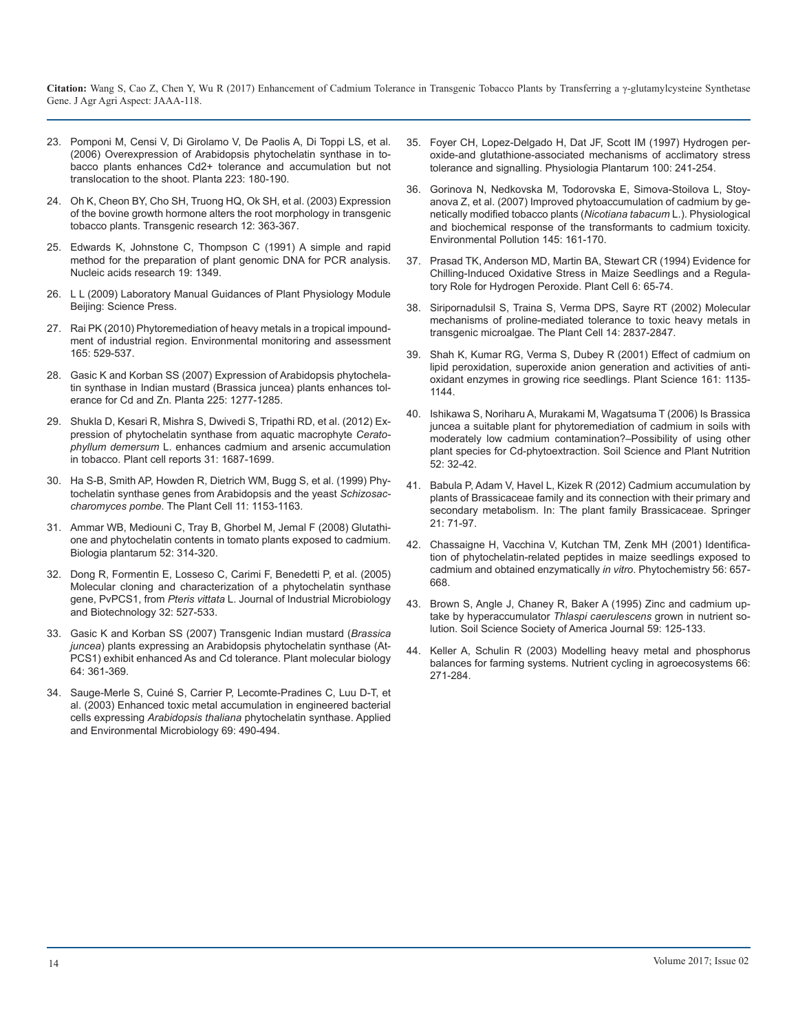23. Pomponi M, Censi V, Di Girolamo V, De Paolis A, Di Toppi LS, et al. (2006) Overexpression of Arabidopsis phytochelatin synthase in tobacco plants enhances Cd2+ tolerance and accumulation but not translocation to the shoot. Planta 223: 180-190.

24. Oh K, Cheon BY, Cho SH, Truong HQ, Ok SH, et al. (2003) Expression of the bovine growth hormone alters the root morphology in transgenic tobacco plants. Transgenic research 12: 363-367.

25. Edwards K, Johnstone C, Thompson C (1991) A simple and rapid method for the preparation of plant genomic DNA for PCR analysis. Nucleic acids research 19: 1349.

26. L L (2009) Laboratory Manual Guidances of Plant Physiology Module Beijing: Science Press.

27. Rai PK (2010) Phytoremediation of heavy metals in a tropical impoundment of industrial region. Environmental monitoring and assessment 165: 529-537.

28. Gasic K and Korban SS (2007) Expression of Arabidopsis phytochelatin synthase in Indian mustard (Brassica juncea) plants enhances tolerance for Cd and Zn. Planta 225: 1277-1285.

29. Shukla D, Kesari R, Mishra S, Dwivedi S, Tripathi RD, et al. (2012) Expression of phytochelatin synthase from aquatic macrophyte *Ceratophyllum demersum* L. enhances cadmium and arsenic accumulation in tobacco. Plant cell reports 31: 1687-1699.

30. Ha S-B, Smith AP, Howden R, Dietrich WM, Bugg S, et al. (1999) Phytochelatin synthase genes from Arabidopsis and the yeast *Schizosaccharomyces pombe*. The Plant Cell 11: 1153-1163.

31. Ammar WB, Mediouni C, Tray B, Ghorbel M, Jemal F (2008) Glutathione and phytochelatin contents in tomato plants exposed to cadmium. Biologia plantarum 52: 314-320.

32. Dong R, Formentin E, Losseso C, Carimi F, Benedetti P, et al. (2005) Molecular cloning and characterization of a phytochelatin synthase gene, PvPCS1, from *Pteris vittata* L. Journal of Industrial Microbiology and Biotechnology 32: 527-533.

33. Gasic K and Korban SS (2007) Transgenic Indian mustard (*Brassica juncea*) plants expressing an Arabidopsis phytochelatin synthase (AtPCS1) exhibit enhanced As and Cd tolerance. Plant molecular biology 64: 361-369.

34. Sauge-Merle S, Cuiné S, Carrier P, Lecomte-Pradines C, Luu D-T, et al. (2003) Enhanced toxic metal accumulation in engineered bacterial cells expressing *Arabidopsis thaliana* phytochelatin synthase. Applied and Environmental Microbiology 69: 490-494.

35. Foyer CH, Lopez-Delgado H, Dat JF, Scott IM (1997) Hydrogen peroxide-and glutathione-associated mechanisms of acclimatory stress tolerance and signalling. Physiologia Plantarum 100: 241-254.

36. Gorinova N, Nedkovska M, Todorovska E, Simova-Stoilova L, Stoyanova Z, et al. (2007) Improved phytoaccumulation of cadmium by genetically modified tobacco plants (*Nicotiana tabacum* L.). Physiological and biochemical response of the transformants to cadmium toxicity. Environmental Pollution 145: 161-170.

37. Prasad TK, Anderson MD, Martin BA, Stewart CR (1994) Evidence for Chilling-Induced Oxidative Stress in Maize Seedlings and a Regulatory Role for Hydrogen Peroxide. Plant Cell 6: 65-74.

38. Siripornadulsil S, Traina S, Verma DPS, Sayre RT (2002) Molecular mechanisms of proline-mediated tolerance to toxic heavy metals in transgenic microalgae. The Plant Cell 14: 2837-2847.

39. Shah K, Kumar RG, Verma S, Dubey R (2001) Effect of cadmium on lipid peroxidation, superoxide anion generation and activities of antioxidant enzymes in growing rice seedlings. Plant Science 161: 1135-1144.

40. Ishikawa S, Noriharu A, Murakami M, Wagatsuma T (2006) Is Brassica juncea a suitable plant for phytoremediation of cadmium in soils with moderately low cadmium contamination?–Possibility of using other plant species for Cd-phytoextraction. Soil Science and Plant Nutrition 52: 32-42.

41. Babula P, Adam V, Havel L, Kizek R (2012) Cadmium accumulation by plants of Brassicaceae family and its connection with their primary and secondary metabolism. In: The plant family Brassicaceae. Springer 21: 71-97.

42. Chassaigne H, Vacchina V, Kutchan TM, Zenk MH (2001) Identification of phytochelatin-related peptides in maize seedlings exposed to cadmium and obtained enzymatically *in vitro*. Phytochemistry 56: 657-668.

43. Brown S, Angle J, Chaney R, Baker A (1995) Zinc and cadmium uptake by hyperaccumulator *Thlaspi caerulescens* grown in nutrient solution. Soil Science Society of America Journal 59: 125-133.

44. Keller A, Schulin R (2003) Modelling heavy metal and phosphorus balances for farming systems. Nutrient cycling in agroecosystems 66: 271-284.